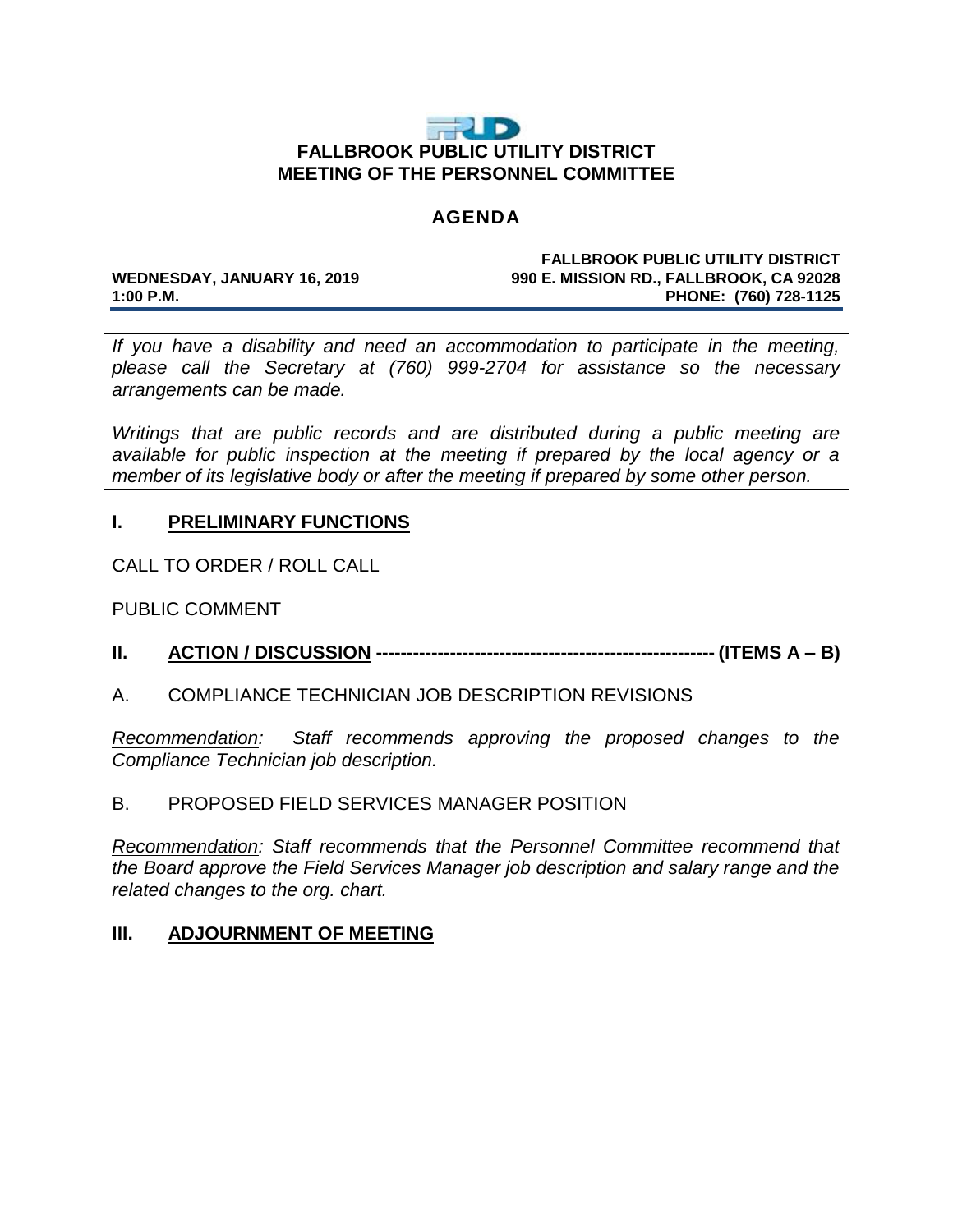# FALLBROOK PUBLIC UTILITY DISTRICT
## MEETING OF THE PERSONNEL COMMITTEE

### AGENDA

**WEDNESDAY, JANUARY 16, 2019**
**1:00 P.M.**

**FALLBROOK PUBLIC UTILITY DISTRICT**
**990 E. MISSION RD., FALLBROOK, CA 92028**
**PHONE: (760) 728-1125**

*If you have a disability and need an accommodation to participate in the meeting, please call the Secretary at (760) 999-2704 for assistance so the necessary arrangements can be made.*

*Writings that are public records and are distributed during a public meeting are available for public inspection at the meeting if prepared by the local agency or a member of its legislative body or after the meeting if prepared by some other person.*

## I. PRELIMINARY FUNCTIONS

CALL TO ORDER / ROLL CALL

PUBLIC COMMENT

## II. ACTION / DISCUSSION ------------------------------------------------------ (ITEMS A – B)

A. COMPLIANCE TECHNICIAN JOB DESCRIPTION REVISIONS

*Recommendation: Staff recommends approving the proposed changes to the Compliance Technician job description.*

B. PROPOSED FIELD SERVICES MANAGER POSITION

*Recommendation: Staff recommends that the Personnel Committee recommend that the Board approve the Field Services Manager job description and salary range and the related changes to the org. chart.*

## III. ADJOURNMENT OF MEETING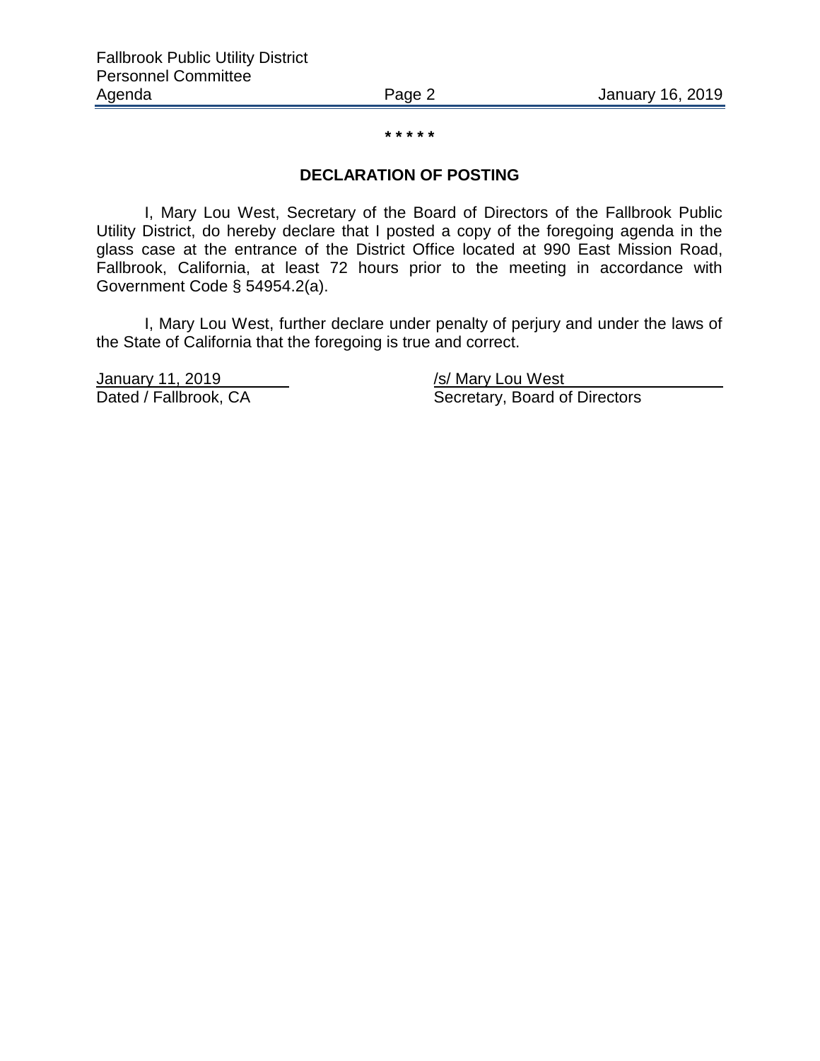\* \* \* \* \*

## DECLARATION OF POSTING

I, Mary Lou West, Secretary of the Board of Directors of the Fallbrook Public Utility District, do hereby declare that I posted a copy of the foregoing agenda in the glass case at the entrance of the District Office located at 990 East Mission Road, Fallbrook, California, at least 72 hours prior to the meeting in accordance with Government Code § 54954.2(a).

I, Mary Lou West, further declare under penalty of perjury and under the laws of the State of California that the foregoing is true and correct.

| | |
|---|---|
| January 11, 2019 | /s/ Mary Lou West |
| Dated / Fallbrook, CA | Secretary, Board of Directors |